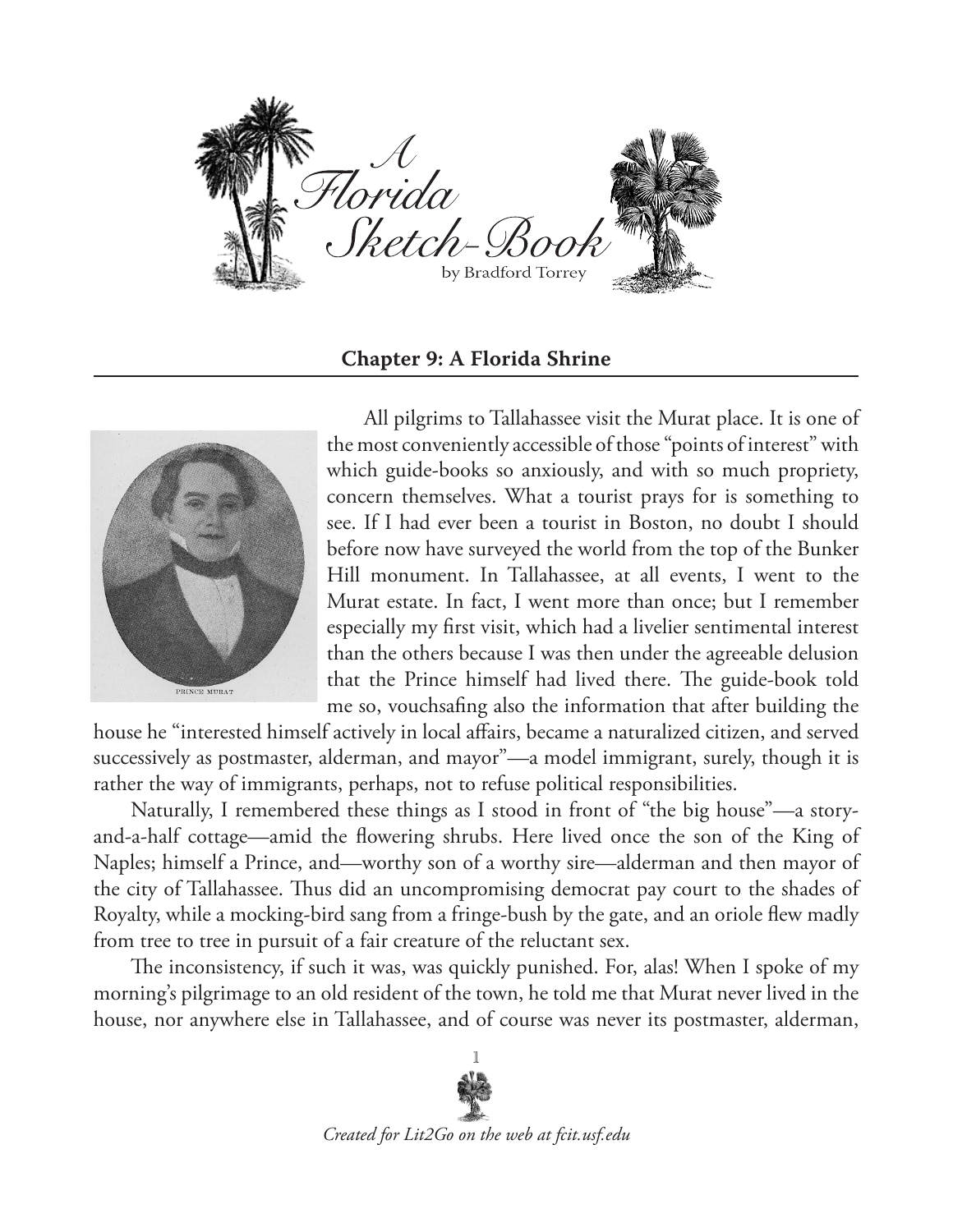# A Florida Sketch-Book

by Bradford Torrey

## Chapter 9: A Florida Shrine

PRINCE MURAT

All pilgrims to Tallahassee visit the Murat place. It is one of the most conveniently accessible of those "points of interest" with which guide-books so anxiously, and with so much propriety, concern themselves. What a tourist prays for is something to see. If I had ever been a tourist in Boston, no doubt I should before now have surveyed the world from the top of the Bunker Hill monument. In Tallahassee, at all events, I went to the Murat estate. In fact, I went more than once; but I remember especially my first visit, which had a livelier sentimental interest than the others because I was then under the agreeable delusion that the Prince himself had lived there. The guide-book told me so, vouchsafing also the information that after building the house he "interested himself actively in local affairs, became a naturalized citizen, and served successively as postmaster, alderman, and mayor"—a model immigrant, surely, though it is rather the way of immigrants, perhaps, not to refuse political responsibilities.

Naturally, I remembered these things as I stood in front of "the big house"—a story-and-a-half cottage—amid the flowering shrubs. Here lived once the son of the King of Naples; himself a Prince, and—worthy son of a worthy sire—alderman and then mayor of the city of Tallahassee. Thus did an uncompromising democrat pay court to the shades of Royalty, while a mocking-bird sang from a fringe-bush by the gate, and an oriole flew madly from tree to tree in pursuit of a fair creature of the reluctant sex.

The inconsistency, if such it was, was quickly punished. For, alas! When I spoke of my morning's pilgrimage to an old resident of the town, he told me that Murat never lived in the house, nor anywhere else in Tallahassee, and of course was never its postmaster, alderman,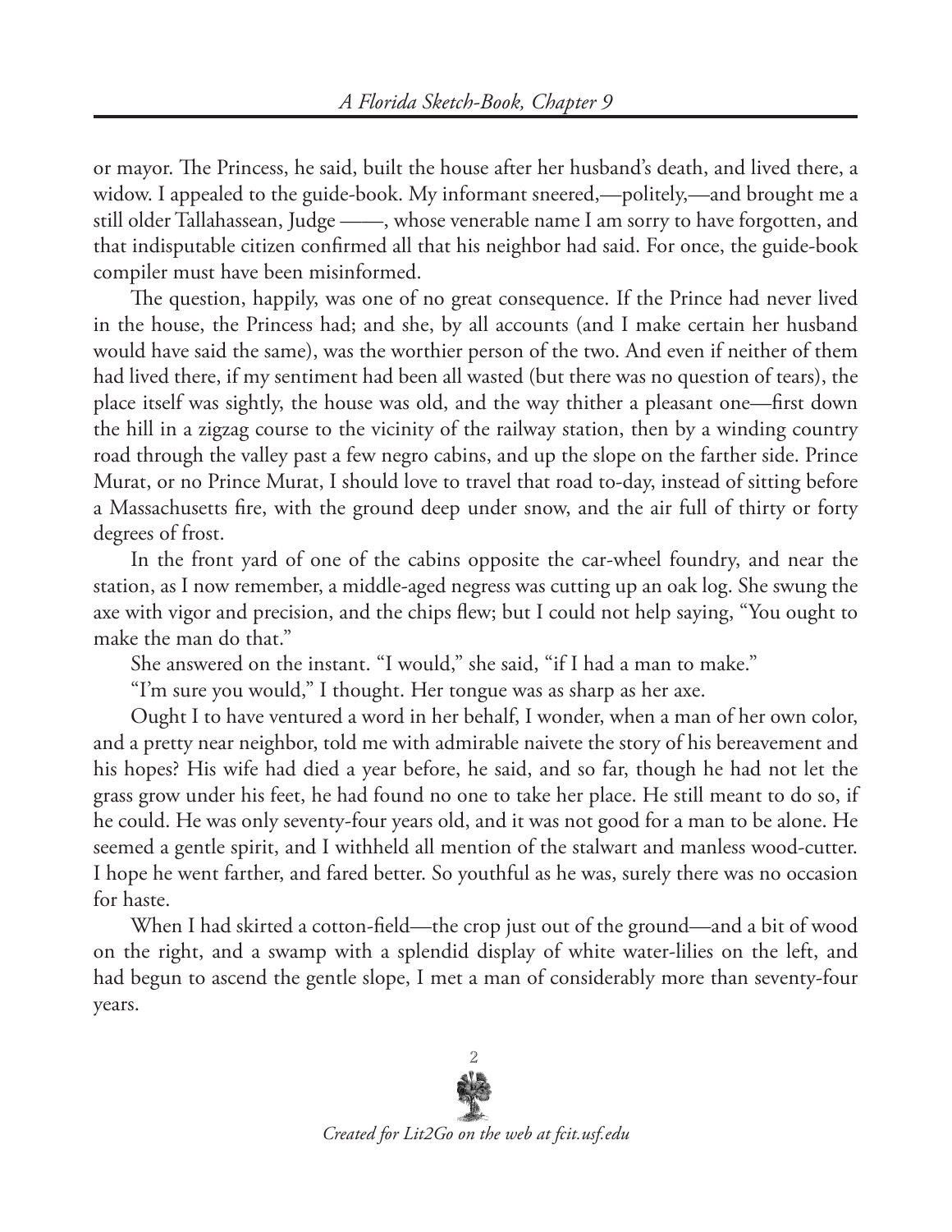or mayor. The Princess, he said, built the house after her husband's death, and lived there, a widow. I appealed to the guide-book. My informant sneered,—politely,—and brought me a still older Tallahassean, Judge ——, whose venerable name I am sorry to have forgotten, and that indisputable citizen confirmed all that his neighbor had said. For once, the guide-book compiler must have been misinformed.

The question, happily, was one of no great consequence. If the Prince had never lived in the house, the Princess had; and she, by all accounts (and I make certain her husband would have said the same), was the worthier person of the two. And even if neither of them had lived there, if my sentiment had been all wasted (but there was no question of tears), the place itself was sightly, the house was old, and the way thither a pleasant one—first down the hill in a zigzag course to the vicinity of the railway station, then by a winding country road through the valley past a few negro cabins, and up the slope on the farther side. Prince Murat, or no Prince Murat, I should love to travel that road to-day, instead of sitting before a Massachusetts fire, with the ground deep under snow, and the air full of thirty or forty degrees of frost.

In the front yard of one of the cabins opposite the car-wheel foundry, and near the station, as I now remember, a middle-aged negress was cutting up an oak log. She swung the axe with vigor and precision, and the chips flew; but I could not help saying, "You ought to make the man do that."

She answered on the instant. "I would," she said, "if I had a man to make."

"I'm sure you would," I thought. Her tongue was as sharp as her axe.

Ought I to have ventured a word in her behalf, I wonder, when a man of her own color, and a pretty near neighbor, told me with admirable naivete the story of his bereavement and his hopes? His wife had died a year before, he said, and so far, though he had not let the grass grow under his feet, he had found no one to take her place. He still meant to do so, if he could. He was only seventy-four years old, and it was not good for a man to be alone. He seemed a gentle spirit, and I withheld all mention of the stalwart and manless wood-cutter. I hope he went farther, and fared better. So youthful as he was, surely there was no occasion for haste.

When I had skirted a cotton-field—the crop just out of the ground—and a bit of wood on the right, and a swamp with a splendid display of white water-lilies on the left, and had begun to ascend the gentle slope, I met a man of considerably more than seventy-four years.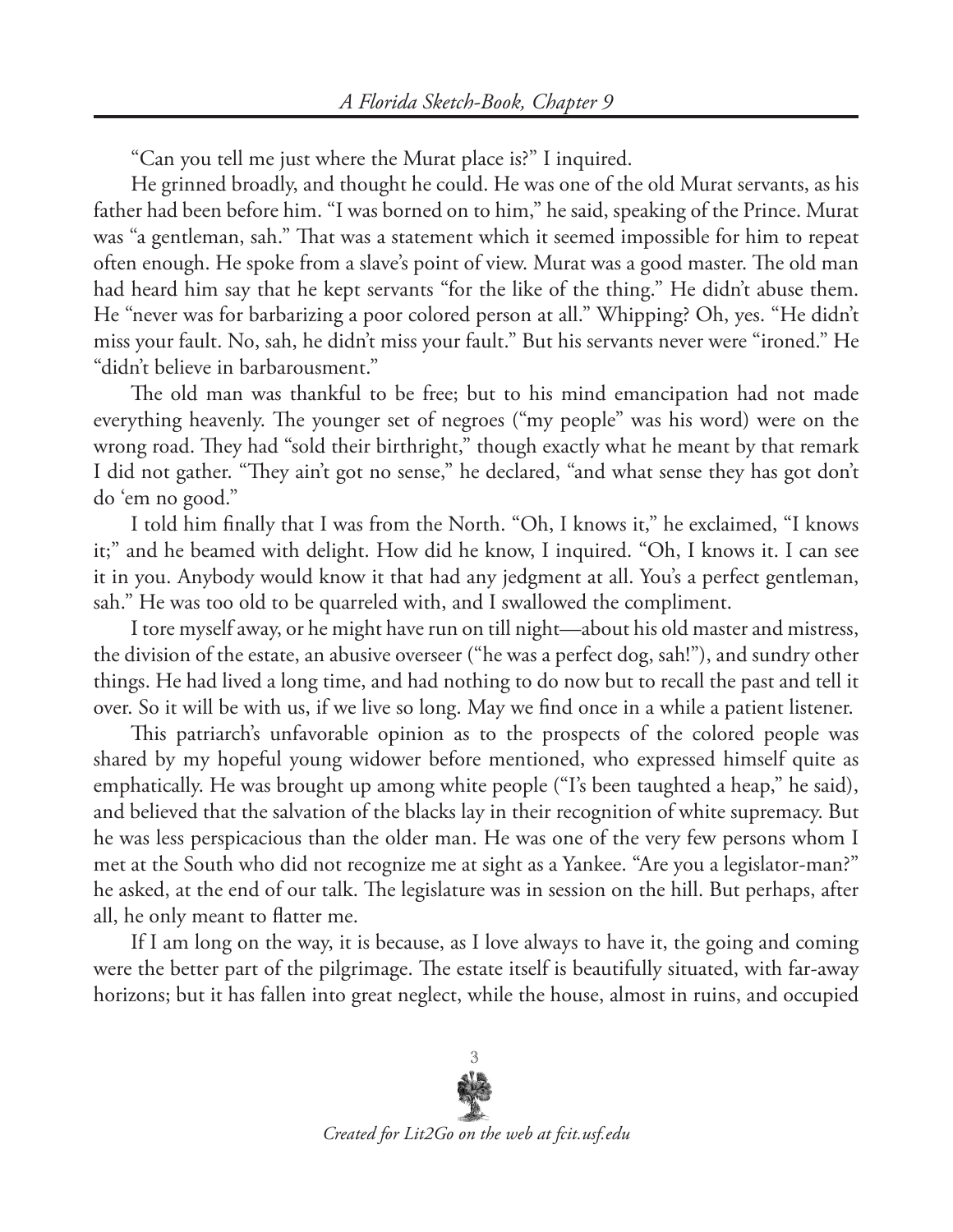"Can you tell me just where the Murat place is?" I inquired.

He grinned broadly, and thought he could. He was one of the old Murat servants, as his father had been before him. "I was borned on to him," he said, speaking of the Prince. Murat was "a gentleman, sah." That was a statement which it seemed impossible for him to repeat often enough. He spoke from a slave's point of view. Murat was a good master. The old man had heard him say that he kept servants "for the like of the thing." He didn't abuse them. He "never was for barbarizing a poor colored person at all." Whipping? Oh, yes. "He didn't miss your fault. No, sah, he didn't miss your fault." But his servants never were "ironed." He "didn't believe in barbarousment."

The old man was thankful to be free; but to his mind emancipation had not made everything heavenly. The younger set of negroes ("my people" was his word) were on the wrong road. They had "sold their birthright," though exactly what he meant by that remark I did not gather. "They ain't got no sense," he declared, "and what sense they has got don't do 'em no good."

I told him finally that I was from the North. "Oh, I knows it," he exclaimed, "I knows it;" and he beamed with delight. How did he know, I inquired. "Oh, I knows it. I can see it in you. Anybody would know it that had any jedgment at all. You's a perfect gentleman, sah." He was too old to be quarreled with, and I swallowed the compliment.

I tore myself away, or he might have run on till night—about his old master and mistress, the division of the estate, an abusive overseer ("he was a perfect dog, sah!"), and sundry other things. He had lived a long time, and had nothing to do now but to recall the past and tell it over. So it will be with us, if we live so long. May we find once in a while a patient listener.

This patriarch's unfavorable opinion as to the prospects of the colored people was shared by my hopeful young widower before mentioned, who expressed himself quite as emphatically. He was brought up among white people ("I's been taughted a heap," he said), and believed that the salvation of the blacks lay in their recognition of white supremacy. But he was less perspicacious than the older man. He was one of the very few persons whom I met at the South who did not recognize me at sight as a Yankee. "Are you a legislator-man?" he asked, at the end of our talk. The legislature was in session on the hill. But perhaps, after all, he only meant to flatter me.

If I am long on the way, it is because, as I love always to have it, the going and coming were the better part of the pilgrimage. The estate itself is beautifully situated, with far-away horizons; but it has fallen into great neglect, while the house, almost in ruins, and occupied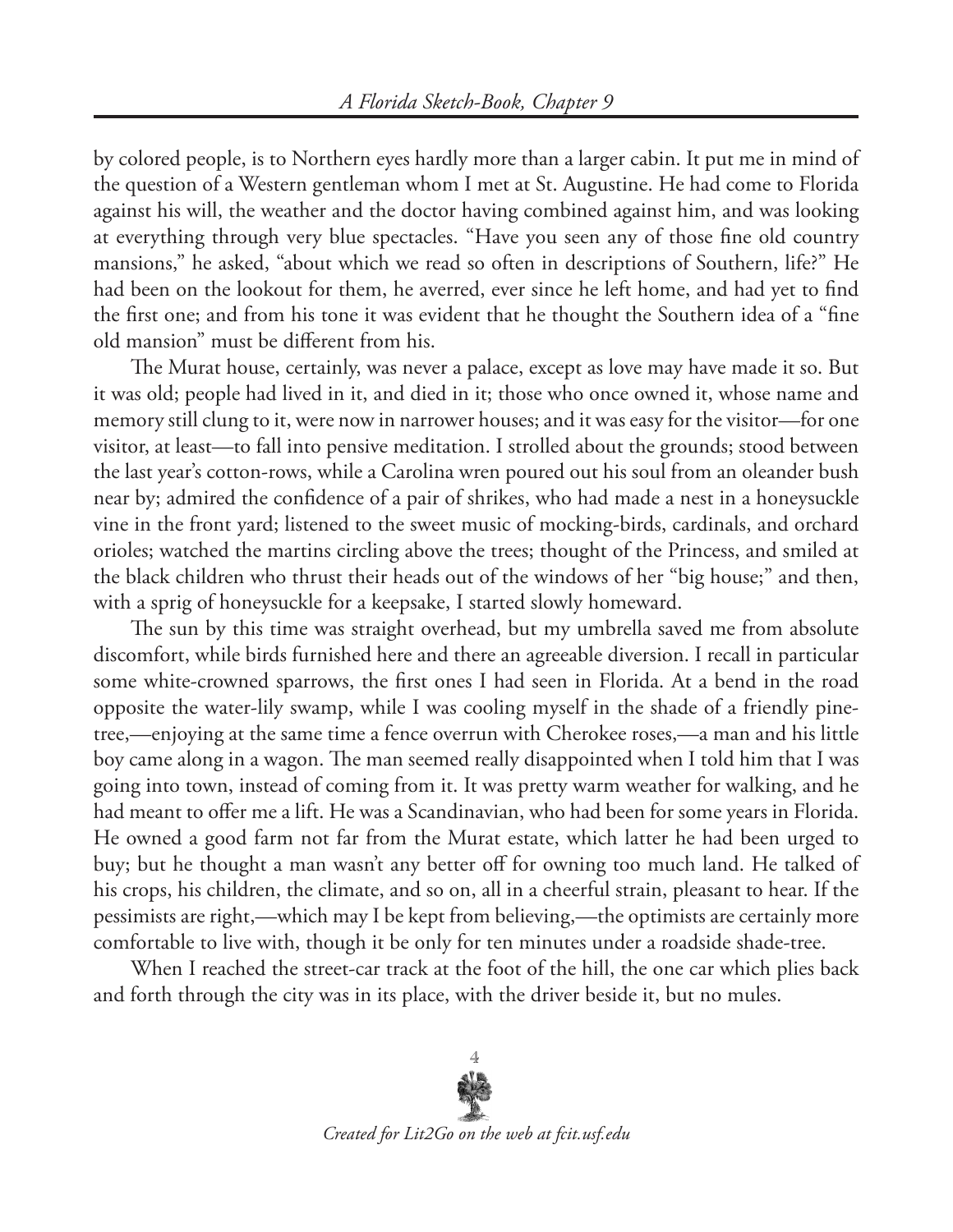by colored people, is to Northern eyes hardly more than a larger cabin. It put me in mind of the question of a Western gentleman whom I met at St. Augustine. He had come to Florida against his will, the weather and the doctor having combined against him, and was looking at everything through very blue spectacles. "Have you seen any of those fine old country mansions," he asked, "about which we read so often in descriptions of Southern, life?" He had been on the lookout for them, he averred, ever since he left home, and had yet to find the first one; and from his tone it was evident that he thought the Southern idea of a "fine old mansion" must be different from his.

The Murat house, certainly, was never a palace, except as love may have made it so. But it was old; people had lived in it, and died in it; those who once owned it, whose name and memory still clung to it, were now in narrower houses; and it was easy for the visitor—for one visitor, at least—to fall into pensive meditation. I strolled about the grounds; stood between the last year's cotton-rows, while a Carolina wren poured out his soul from an oleander bush near by; admired the confidence of a pair of shrikes, who had made a nest in a honeysuckle vine in the front yard; listened to the sweet music of mocking-birds, cardinals, and orchard orioles; watched the martins circling above the trees; thought of the Princess, and smiled at the black children who thrust their heads out of the windows of her "big house;" and then, with a sprig of honeysuckle for a keepsake, I started slowly homeward.

The sun by this time was straight overhead, but my umbrella saved me from absolute discomfort, while birds furnished here and there an agreeable diversion. I recall in particular some white-crowned sparrows, the first ones I had seen in Florida. At a bend in the road opposite the water-lily swamp, while I was cooling myself in the shade of a friendly pine-tree,—enjoying at the same time a fence overrun with Cherokee roses,—a man and his little boy came along in a wagon. The man seemed really disappointed when I told him that I was going into town, instead of coming from it. It was pretty warm weather for walking, and he had meant to offer me a lift. He was a Scandinavian, who had been for some years in Florida. He owned a good farm not far from the Murat estate, which latter he had been urged to buy; but he thought a man wasn't any better off for owning too much land. He talked of his crops, his children, the climate, and so on, all in a cheerful strain, pleasant to hear. If the pessimists are right,—which may I be kept from believing,—the optimists are certainly more comfortable to live with, though it be only for ten minutes under a roadside shade-tree.

When I reached the street-car track at the foot of the hill, the one car which plies back and forth through the city was in its place, with the driver beside it, but no mules.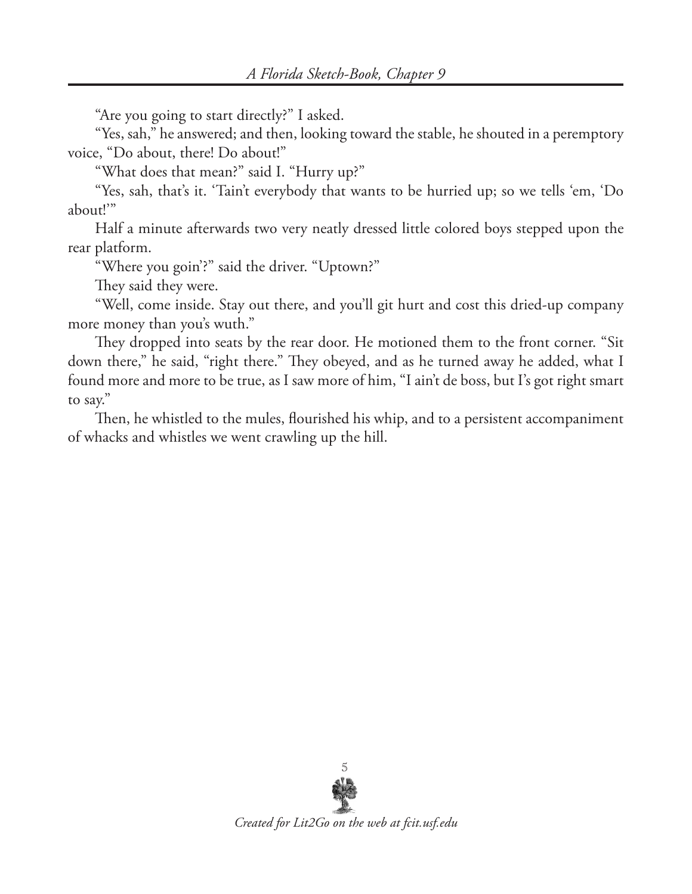"Are you going to start directly?" I asked.

"Yes, sah," he answered; and then, looking toward the stable, he shouted in a peremptory voice, "Do about, there! Do about!"

"What does that mean?" said I. "Hurry up?"

"Yes, sah, that's it. 'Tain't everybody that wants to be hurried up; so we tells 'em, 'Do about!'"

Half a minute afterwards two very neatly dressed little colored boys stepped upon the rear platform.

"Where you goin'?" said the driver. "Uptown?"

They said they were.

"Well, come inside. Stay out there, and you'll git hurt and cost this dried-up company more money than you's wuth."

They dropped into seats by the rear door. He motioned them to the front corner. "Sit down there," he said, "right there." They obeyed, and as he turned away he added, what I found more and more to be true, as I saw more of him, "I ain't de boss, but I's got right smart to say."

Then, he whistled to the mules, flourished his whip, and to a persistent accompaniment of whacks and whistles we went crawling up the hill.